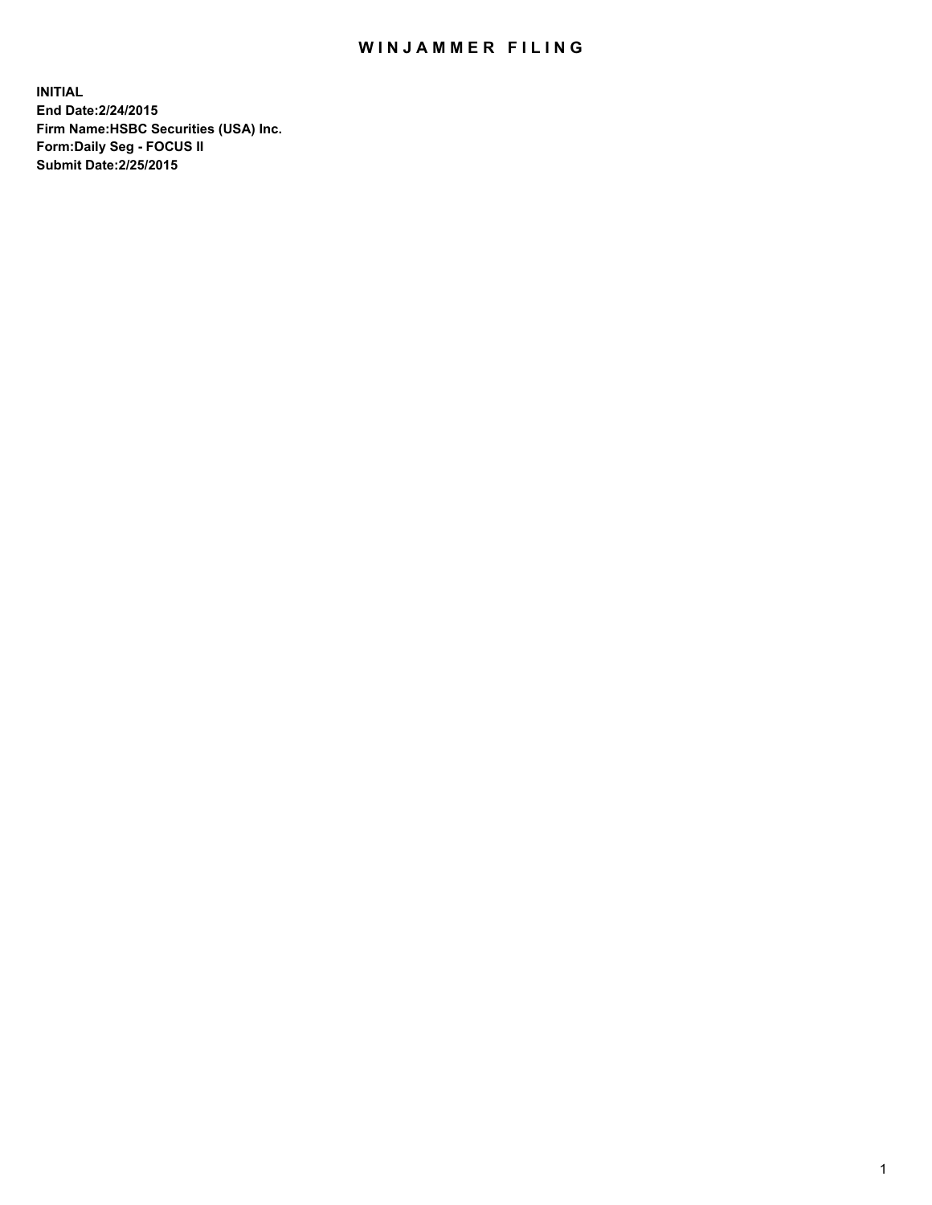# WINJAMMER FILING

**INITIAL**
**End Date:2/24/2015**
**Firm Name:HSBC Securities (USA) Inc.**
**Form:Daily Seg - FOCUS II**
**Submit Date:2/25/2015**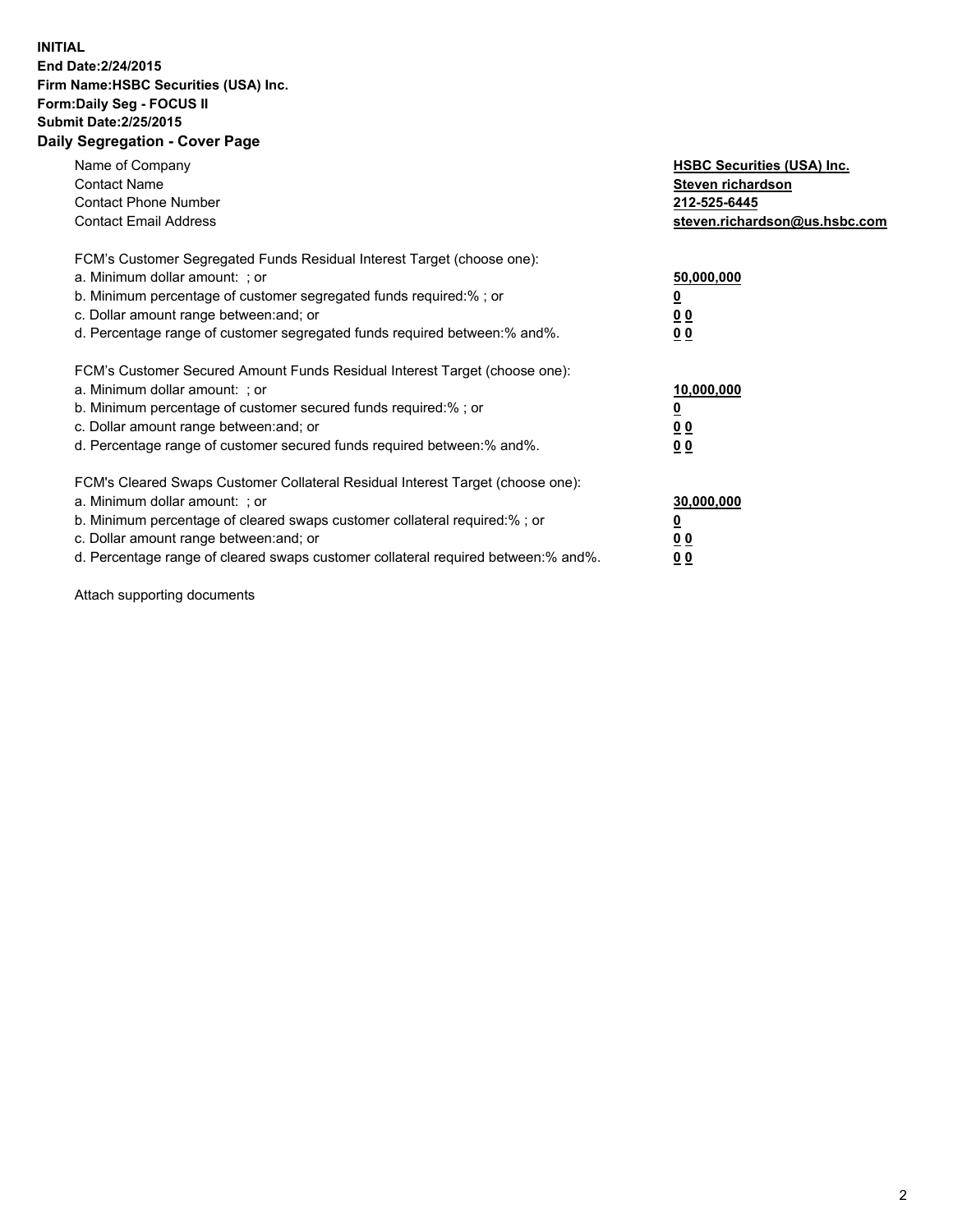**INITIAL**
**End Date:2/24/2015**
**Firm Name:HSBC Securities (USA) Inc.**
**Form:Daily Seg - FOCUS II**
**Submit Date:2/25/2015**

## Daily Segregation - Cover Page

| | |
|---|---|
| Name of Company | **HSBC Securities (USA) Inc.** |
| Contact Name | **Steven richardson** |
| Contact Phone Number | **212-525-6445** |
| Contact Email Address | **steven.richardson@us.hsbc.com** |

| | |
|---|---|
| FCM's Customer Segregated Funds Residual Interest Target (choose one): | |
| a. Minimum dollar amount: ; or | **50,000,000** |
| b. Minimum percentage of customer segregated funds required:% ; or | **0** |
| c. Dollar amount range between:and; or | **0 0** |
| d. Percentage range of customer segregated funds required between:% and%. | **0 0** |

| | |
|---|---|
| FCM's Customer Secured Amount Funds Residual Interest Target (choose one): | |
| a. Minimum dollar amount: ; or | **10,000,000** |
| b. Minimum percentage of customer secured funds required:% ; or | **0** |
| c. Dollar amount range between:and; or | **0 0** |
| d. Percentage range of customer secured funds required between:% and%. | **0 0** |

| | |
|---|---|
| FCM's Cleared Swaps Customer Collateral Residual Interest Target (choose one): | |
| a. Minimum dollar amount: ; or | **30,000,000** |
| b. Minimum percentage of cleared swaps customer collateral required:% ; or | **0** |
| c. Dollar amount range between:and; or | **0 0** |
| d. Percentage range of cleared swaps customer collateral required between:% and%. | **0 0** |

Attach supporting documents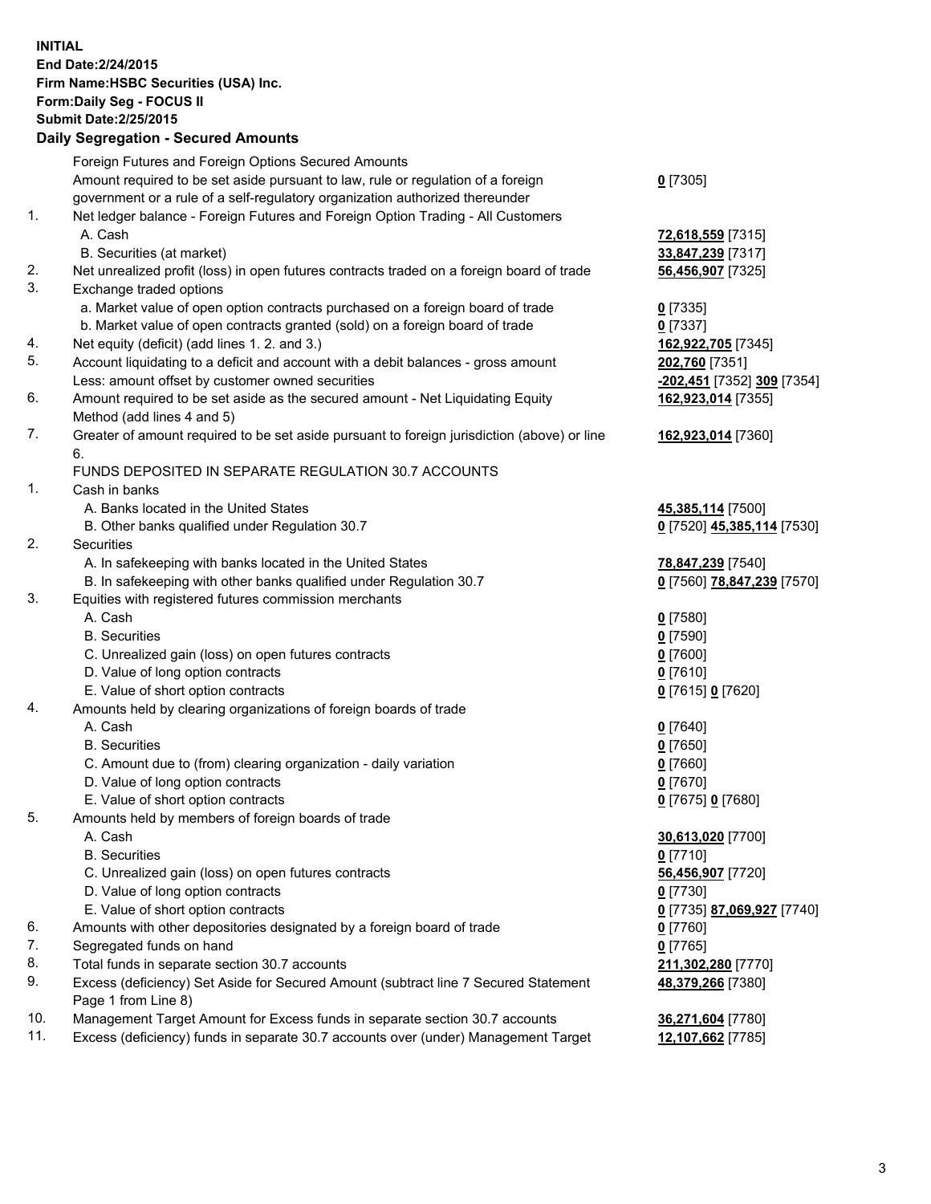**INITIAL**
**End Date:2/24/2015**
**Firm Name:HSBC Securities (USA) Inc.**
**Form:Daily Seg - FOCUS II**
**Submit Date:2/25/2015**

## Daily Segregation - Secured Amounts

| | | |
|---|---|---|
| | Foreign Futures and Foreign Options Secured Amounts | |
| | Amount required to be set aside pursuant to law, rule or regulation of a foreign government or a rule of a self-regulatory organization authorized thereunder | **0** [7305] |
| 1. | Net ledger balance - Foreign Futures and Foreign Option Trading - All Customers | |
| | A. Cash | **72,618,559** [7315] |
| | B. Securities (at market) | **33,847,239** [7317] |
| 2. | Net unrealized profit (loss) in open futures contracts traded on a foreign board of trade | **56,456,907** [7325] |
| 3. | Exchange traded options | |
| | a. Market value of open option contracts purchased on a foreign board of trade | **0** [7335] |
| | b. Market value of open contracts granted (sold) on a foreign board of trade | **0** [7337] |
| 4. | Net equity (deficit) (add lines 1. 2. and 3.) | **162,922,705** [7345] |
| 5. | Account liquidating to a deficit and account with a debit balances - gross amount | **202,760** [7351] |
| | Less: amount offset by customer owned securities | **-202,451** [7352] **309** [7354] |
| 6. | Amount required to be set aside as the secured amount - Net Liquidating Equity Method (add lines 4 and 5) | **162,923,014** [7355] |
| 7. | Greater of amount required to be set aside pursuant to foreign jurisdiction (above) or line 6. | **162,923,014** [7360] |
| | FUNDS DEPOSITED IN SEPARATE REGULATION 30.7 ACCOUNTS | |
| 1. | Cash in banks | |
| | A. Banks located in the United States | **45,385,114** [7500] |
| | B. Other banks qualified under Regulation 30.7 | **0** [7520] **45,385,114** [7530] |
| 2. | Securities | |
| | A. In safekeeping with banks located in the United States | **78,847,239** [7540] |
| | B. In safekeeping with other banks qualified under Regulation 30.7 | **0** [7560] **78,847,239** [7570] |
| 3. | Equities with registered futures commission merchants | |
| | A. Cash | **0** [7580] |
| | B. Securities | **0** [7590] |
| | C. Unrealized gain (loss) on open futures contracts | **0** [7600] |
| | D. Value of long option contracts | **0** [7610] |
| | E. Value of short option contracts | **0** [7615] **0** [7620] |
| 4. | Amounts held by clearing organizations of foreign boards of trade | |
| | A. Cash | **0** [7640] |
| | B. Securities | **0** [7650] |
| | C. Amount due to (from) clearing organization - daily variation | **0** [7660] |
| | D. Value of long option contracts | **0** [7670] |
| | E. Value of short option contracts | **0** [7675] **0** [7680] |
| 5. | Amounts held by members of foreign boards of trade | |
| | A. Cash | **30,613,020** [7700] |
| | B. Securities | **0** [7710] |
| | C. Unrealized gain (loss) on open futures contracts | **56,456,907** [7720] |
| | D. Value of long option contracts | **0** [7730] |
| | E. Value of short option contracts | **0** [7735] **87,069,927** [7740] |
| 6. | Amounts with other depositories designated by a foreign board of trade | **0** [7760] |
| 7. | Segregated funds on hand | **0** [7765] |
| 8. | Total funds in separate section 30.7 accounts | **211,302,280** [7770] |
| 9. | Excess (deficiency) Set Aside for Secured Amount (subtract line 7 Secured Statement Page 1 from Line 8) | **48,379,266** [7380] |
| 10. | Management Target Amount for Excess funds in separate section 30.7 accounts | **36,271,604** [7780] |
| 11. | Excess (deficiency) funds in separate 30.7 accounts over (under) Management Target | **12,107,662** [7785] |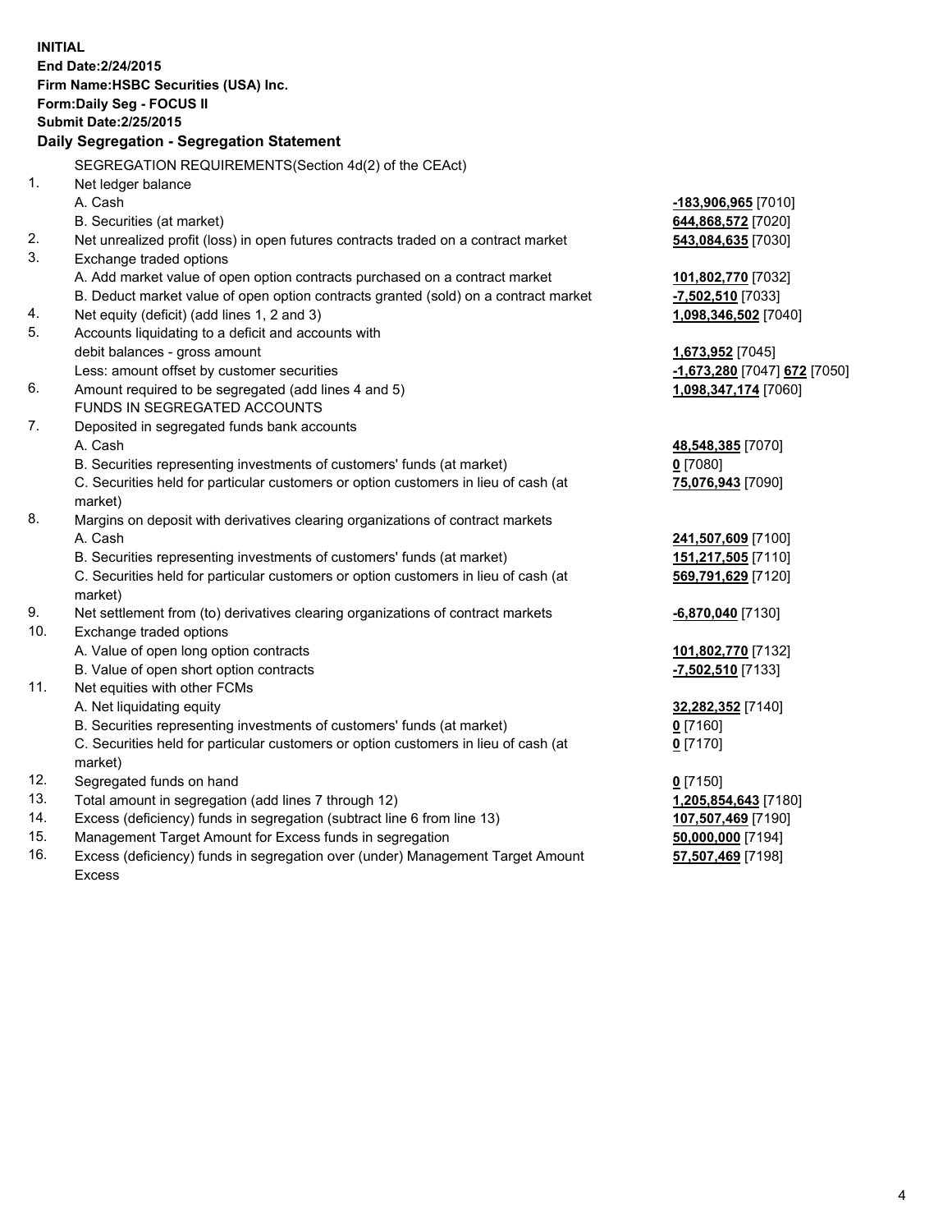**INITIAL**
**End Date:2/24/2015**
**Firm Name:HSBC Securities (USA) Inc.**
**Form:Daily Seg - FOCUS II**
**Submit Date:2/25/2015**

### Daily Segregation - Segregation Statement

| | | |
|---|---|---|
| | SEGREGATION REQUIREMENTS(Section 4d(2) of the CEAct) | |
| 1. | Net ledger balance | |
| | A. Cash | **-183,906,965** [7010] |
| | B. Securities (at market) | **644,868,572** [7020] |
| 2. | Net unrealized profit (loss) in open futures contracts traded on a contract market | **543,084,635** [7030] |
| 3. | Exchange traded options | |
| | A. Add market value of open option contracts purchased on a contract market | **101,802,770** [7032] |
| | B. Deduct market value of open option contracts granted (sold) on a contract market | **-7,502,510** [7033] |
| 4. | Net equity (deficit) (add lines 1, 2 and 3) | **1,098,346,502** [7040] |
| 5. | Accounts liquidating to a deficit and accounts with debit balances - gross amount | **1,673,952** [7045] |
| | Less: amount offset by customer securities | **-1,673,280** [7047] **672** [7050] |
| 6. | Amount required to be segregated (add lines 4 and 5) | **1,098,347,174** [7060] |
| | FUNDS IN SEGREGATED ACCOUNTS | |
| 7. | Deposited in segregated funds bank accounts | |
| | A. Cash | **48,548,385** [7070] |
| | B. Securities representing investments of customers' funds (at market) | **0** [7080] |
| | C. Securities held for particular customers or option customers in lieu of cash (at market) | **75,076,943** [7090] |
| 8. | Margins on deposit with derivatives clearing organizations of contract markets | |
| | A. Cash | **241,507,609** [7100] |
| | B. Securities representing investments of customers' funds (at market) | **151,217,505** [7110] |
| | C. Securities held for particular customers or option customers in lieu of cash (at market) | **569,791,629** [7120] |
| 9. | Net settlement from (to) derivatives clearing organizations of contract markets | **-6,870,040** [7130] |
| 10. | Exchange traded options | |
| | A. Value of open long option contracts | **101,802,770** [7132] |
| | B. Value of open short option contracts | **-7,502,510** [7133] |
| 11. | Net equities with other FCMs | |
| | A. Net liquidating equity | **32,282,352** [7140] |
| | B. Securities representing investments of customers' funds (at market) | **0** [7160] |
| | C. Securities held for particular customers or option customers in lieu of cash (at market) | **0** [7170] |
| 12. | Segregated funds on hand | **0** [7150] |
| 13. | Total amount in segregation (add lines 7 through 12) | **1,205,854,643** [7180] |
| 14. | Excess (deficiency) funds in segregation (subtract line 6 from line 13) | **107,507,469** [7190] |
| 15. | Management Target Amount for Excess funds in segregation | **50,000,000** [7194] |
| 16. | Excess (deficiency) funds in segregation over (under) Management Target Amount Excess | **57,507,469** [7198] |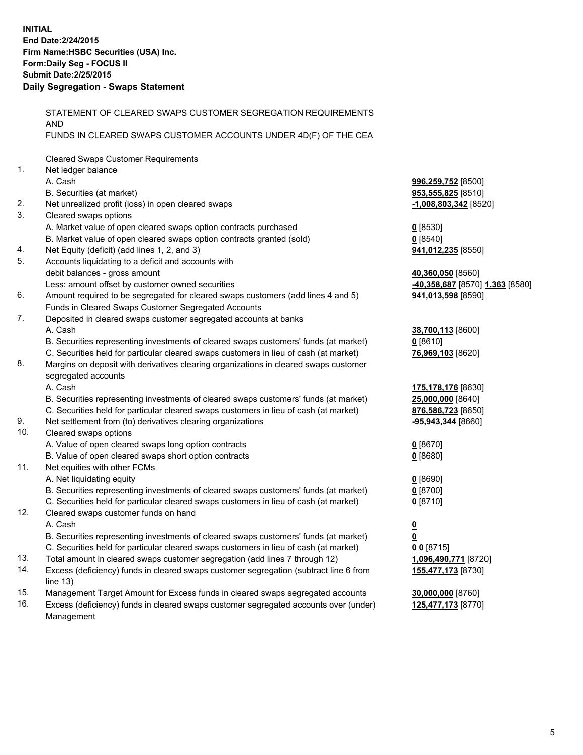**INITIAL**
**End Date:2/24/2015**
**Firm Name:HSBC Securities (USA) Inc.**
**Form:Daily Seg - FOCUS II**
**Submit Date:2/25/2015**
**Daily Segregation - Swaps Statement**

STATEMENT OF CLEARED SWAPS CUSTOMER SEGREGATION REQUIREMENTS AND
FUNDS IN CLEARED SWAPS CUSTOMER ACCOUNTS UNDER 4D(F) OF THE CEA

| | | |
|---|---|---|
| | Cleared Swaps Customer Requirements | |
| 1. | Net ledger balance | |
| | A. Cash | **996,259,752** [8500] |
| | B. Securities (at market) | **953,555,825** [8510] |
| 2. | Net unrealized profit (loss) in open cleared swaps | **-1,008,803,342** [8520] |
| 3. | Cleared swaps options | |
| | A. Market value of open cleared swaps option contracts purchased | **0** [8530] |
| | B. Market value of open cleared swaps option contracts granted (sold) | **0** [8540] |
| 4. | Net Equity (deficit) (add lines 1, 2, and 3) | **941,012,235** [8550] |
| 5. | Accounts liquidating to a deficit and accounts with | |
| | debit balances - gross amount | **40,360,050** [8560] |
| | Less: amount offset by customer owned securities | **-40,358,687** [8570] **1,363** [8580] |
| 6. | Amount required to be segregated for cleared swaps customers (add lines 4 and 5) | **941,013,598** [8590] |
| | Funds in Cleared Swaps Customer Segregated Accounts | |
| 7. | Deposited in cleared swaps customer segregated accounts at banks | |
| | A. Cash | **38,700,113** [8600] |
| | B. Securities representing investments of cleared swaps customers' funds (at market) | **0** [8610] |
| | C. Securities held for particular cleared swaps customers in lieu of cash (at market) | **76,969,103** [8620] |
| 8. | Margins on deposit with derivatives clearing organizations in cleared swaps customer segregated accounts | |
| | A. Cash | **175,178,176** [8630] |
| | B. Securities representing investments of cleared swaps customers' funds (at market) | **25,000,000** [8640] |
| | C. Securities held for particular cleared swaps customers in lieu of cash (at market) | **876,586,723** [8650] |
| 9. | Net settlement from (to) derivatives clearing organizations | **-95,943,344** [8660] |
| 10. | Cleared swaps options | |
| | A. Value of open cleared swaps long option contracts | **0** [8670] |
| | B. Value of open cleared swaps short option contracts | **0** [8680] |
| 11. | Net equities with other FCMs | |
| | A. Net liquidating equity | **0** [8690] |
| | B. Securities representing investments of cleared swaps customers' funds (at market) | **0** [8700] |
| | C. Securities held for particular cleared swaps customers in lieu of cash (at market) | **0** [8710] |
| 12. | Cleared swaps customer funds on hand | |
| | A. Cash | **0** |
| | B. Securities representing investments of cleared swaps customers' funds (at market) | **0** |
| | C. Securities held for particular cleared swaps customers in lieu of cash (at market) | **0** **0** [8715] |
| 13. | Total amount in cleared swaps customer segregation (add lines 7 through 12) | **1,096,490,771** [8720] |
| 14. | Excess (deficiency) funds in cleared swaps customer segregation (subtract line 6 from line 13) | **155,477,173** [8730] |
| 15. | Management Target Amount for Excess funds in cleared swaps segregated accounts | **30,000,000** [8760] |
| 16. | Excess (deficiency) funds in cleared swaps customer segregated accounts over (under) Management | **125,477,173** [8770] |